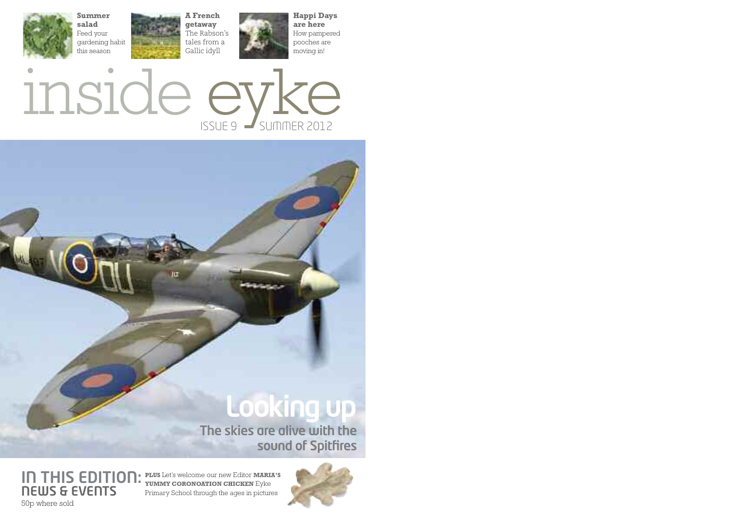**Summer salad**
Feed your gardening habit this season

**A French getaway**
The Rabson's tales from a Gallic idyll

**Happi Days are here**
How pampered pooches are moving in!

# inside eyke

ISSUE 9 SUMMER 2012

## Looking up

### The skies are alive with the sound of Spitfires

## IN THIS EDITION: NEWS & EVENTS

**PLUS** Let's welcome our new Editor **MARIA'S YUMMY CORONOATION CHICKEN** Eyke Primary School through the ages in pictures

50p where sold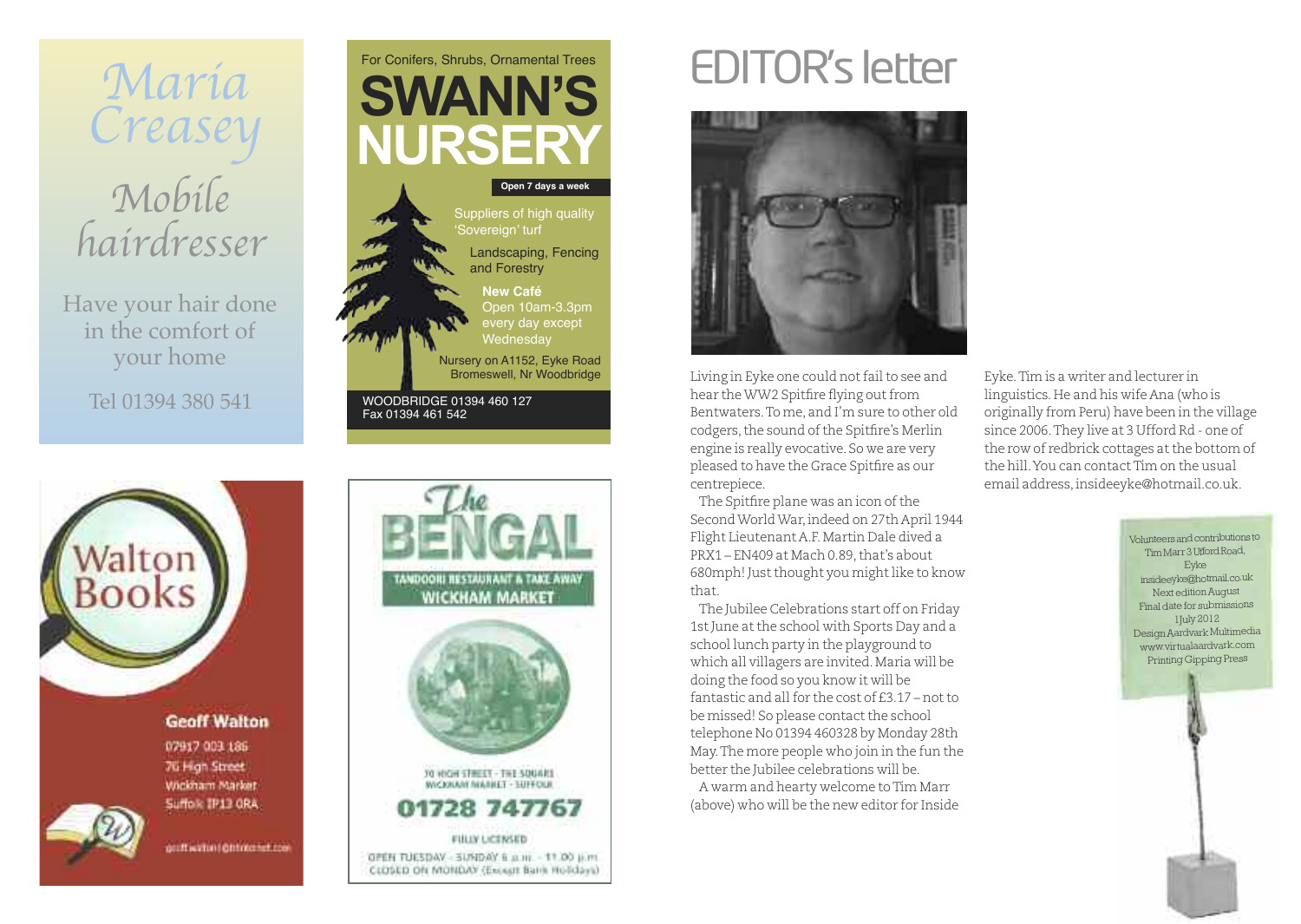Maria Creasey

Mobile hairdresser

Have your hair done in the comfort of your home

Tel 01394 380 541

For Conifers, Shrubs, Ornamental Trees

**SWANN'S NURSERY**

**Open 7 days a week**

Suppliers of high quality 'Sovereign' turf

Landscaping, Fencing and Forestry

**New Café**
Open 10am-3.3pm every day except Wednesday

Nursery on A1152, Eyke Road
Bromeswell, Nr Woodbridge

WOODBRIDGE 01394 460 127
Fax 01394 461 542

Walton Books

**Geoff Walton**
07917 003 186
76 High Street
Wickham Market
Suffolk IP13 0RA

geoffwalton@btinternet.com

The BENGAL

TANDOORI RESTAURANT & TAKE AWAY
WICKHAM MARKET

70 HIGH STREET - THE SQUARE
WICKHAM MARKET - SUFFOLK

**01728 747767**

FULLY LICENSED

OPEN TUESDAY - SUNDAY 6 p.m. - 11.00 p.m.
CLOSED ON MONDAY (Except Bank Holidays)

# EDITOR's letter

Living in Eyke one could not fail to see and hear the WW2 Spitfire flying out from Bentwaters. To me, and I'm sure to other old codgers, the sound of the Spitfire's Merlin engine is really evocative. So we are very pleased to have the Grace Spitfire as our centrepiece.

The Spitfire plane was an icon of the Second World War, indeed on 27th April 1944 Flight Lieutenant A.F. Martin Dale dived a PRX1 – EN409 at Mach 0.89, that's about 680mph! Just thought you might like to know that.

The Jubilee Celebrations start off on Friday 1st June at the school with Sports Day and a school lunch party in the playground to which all villagers are invited. Maria will be doing the food so you know it will be fantastic and all for the cost of £3.17 – not to be missed! So please contact the school telephone No 01394 460328 by Monday 28th May. The more people who join in the fun the better the Jubilee celebrations will be.

A warm and hearty welcome to Tim Marr (above) who will be the new editor for Inside Eyke. Tim is a writer and lecturer in linguistics. He and his wife Ana (who is originally from Peru) have been in the village since 2006. They live at 3 Ufford Rd - one of the row of redbrick cottages at the bottom of the hill. You can contact Tim on the usual email address, insideeyke@hotmail.co.uk.

Volunteers and contributions to
Tim Marr 3 Ufford Road,
Eyke
insideeyke@hotmail.co.uk
Next edition August
Final date for submissions
1 July 2012
Design Aardvark Multimedia
www.virtualaardvark.com
Printing Gipping Press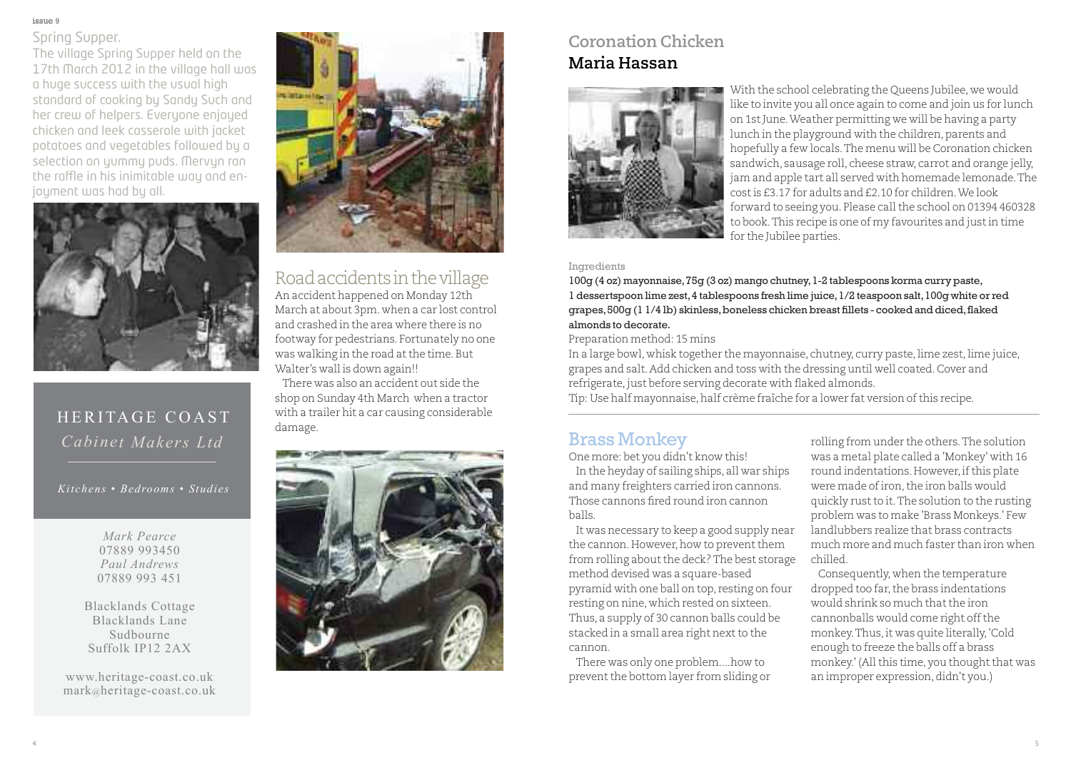## Spring Supper.

The village Spring Supper held on the 17th March 2012 in the village hall was a huge success with the usual high standard of cooking by Sandy Such and her crew of helpers. Everyone enjoyed chicken and leek casserole with jacket potatoes and vegetables followed by a selection on yummy puds. Mervyn ran the raffle in his inimitable way and enjoyment was had by all.

## HERITAGE COAST

*Cabinet Makers Ltd*

*Kitchens • Bedrooms • Studies*

*Mark Pearce*
07889 993450
*Paul Andrews*
07889 993 451

Blacklands Cottage
Blacklands Lane
Sudbourne
Suffolk IP12 2AX

www.heritage-coast.co.uk
mark@heritage-coast.co.uk

## Road accidents in the village

An accident happened on Monday 12th March at about 3pm. when a car lost control and crashed in the area where there is no footway for pedestrians. Fortunately no one was walking in the road at the time. But Walter's wall is down again!!

There was also an accident out side the shop on Sunday 4th March when a tractor with a trailer hit a car causing considerable damage.

## Coronation Chicken
### Maria Hassan

With the school celebrating the Queens Jubilee, we would like to invite you all once again to come and join us for lunch on 1st June. Weather permitting we will be having a party lunch in the playground with the children, parents and hopefully a few locals. The menu will be Coronation chicken sandwich, sausage roll, cheese straw, carrot and orange jelly, jam and apple tart all served with homemade lemonade. The cost is £3.17 for adults and £2.10 for children. We look forward to seeing you. Please call the school on 01394 460328 to book. This recipe is one of my favourites and just in time for the Jubilee parties.

Ingredients

**100g (4 oz) mayonnaise, 75g (3 oz) mango chutney, 1-2 tablespoons korma curry paste, 1 dessertspoon lime zest, 4 tablespoons fresh lime juice, 1/2 teaspoon salt, 100g white or red grapes, 500g (1 1/4 lb) skinless, boneless chicken breast fillets - cooked and diced, flaked almonds to decorate.**

Preparation method: 15 mins

In a large bowl, whisk together the mayonnaise, chutney, curry paste, lime zest, lime juice, grapes and salt. Add chicken and toss with the dressing until well coated. Cover and refrigerate, just before serving decorate with flaked almonds.

Tip: Use half mayonnaise, half crème fraîche for a lower fat version of this recipe.

## Brass Monkey

One more: bet you didn't know this!

In the heyday of sailing ships, all war ships and many freighters carried iron cannons. Those cannons fired round iron cannon balls.

It was necessary to keep a good supply near the cannon. However, how to prevent them from rolling about the deck? The best storage method devised was a square-based pyramid with one ball on top, resting on four resting on nine, which rested on sixteen. Thus, a supply of 30 cannon balls could be stacked in a small area right next to the cannon.

There was only one problem....how to prevent the bottom layer from sliding or rolling from under the others. The solution was a metal plate called a 'Monkey' with 16 round indentations. However, if this plate were made of iron, the iron balls would quickly rust to it. The solution to the rusting problem was to make 'Brass Monkeys.' Few landlubbers realize that brass contracts much more and much faster than iron when chilled.

Consequently, when the temperature dropped too far, the brass indentations would shrink so much that the iron cannonballs would come right off the monkey. Thus, it was quite literally, 'Cold enough to freeze the balls off a brass monkey.' (All this time, you thought that was an improper expression, didn't you.)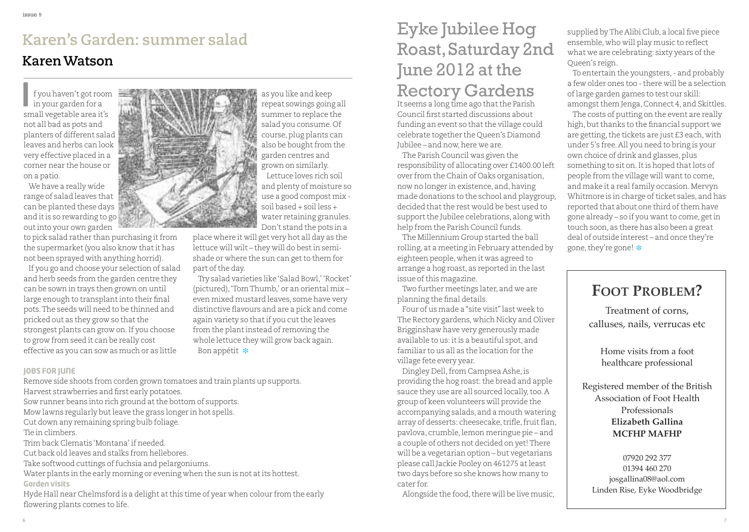## Karen's Garden: summer salad

### Karen Watson

If you haven't got room in your garden for a small vegetable area it's not all bad as pots and planters of different salad leaves and herbs can look very effective placed in a corner near the house or on a patio.

We have a really wide range of salad leaves that can be planted these days and it is so rewarding to go out into your own garden to pick salad rather than purchasing it from the supermarket (you also know that it has not been sprayed with anything horrid).

If you go and choose your selection of salad and herb seeds from the garden centre they can be sown in trays then grown on until large enough to transplant into their final pots. The seeds will need to be thinned and pricked out as they grow so that the strongest plants can grow on. If you choose to grow from seed it can be really cost effective as you can sow as much or as little as you like and keep repeat sowings going all summer to replace the salad you consume. Of course, plug plants can also be bought from the garden centres and grown on similarly.

Lettuce loves rich soil and plenty of moisture so use a good compost mix - soil based + soil less + water retaining granules. Don't stand the pots in a place where it will get very hot all day as the lettuce will wilt – they will do best in semi-shade or where the sun can get to them for part of the day.

Try salad varieties like 'Salad Bowl,' 'Rocket' (pictured), 'Tom Thumb,' or an oriental mix – even mixed mustard leaves, some have very distinctive flavours and are a pick and come again variety so that if you cut the leaves from the plant instead of removing the whole lettuce they will grow back again.

Bon appétit

**JOBS FOR JUNE**

Remove side shoots from corden grown tomatoes and train plants up supports.
Harvest strawberries and first early potatoes.
Sow runner beans into rich ground at the bottom of supports.
Mow lawns regularly but leave the grass longer in hot spells.
Cut down any remaining spring bulb foliage.
Tie in climbers.
Trim back Clematis 'Montana' if needed.
Cut back old leaves and stalks from hellebores.
Take softwood cuttings of fuchsia and pelargoniums.
Water plants in the early morning or evening when the sun is not at its hottest.

**Garden visits**

Hyde Hall near Chelmsford is a delight at this time of year when colour from the early flowering plants comes to life.

## Eyke Jubilee Hog Roast, Saturday 2nd June 2012 at the Rectory Gardens

It seems a long time ago that the Parish Council first started discussions about funding an event so that the village could celebrate together the Queen's Diamond Jubilee – and now, here we are.

The Parish Council was given the responsibility of allocating over £1400.00 left over from the Chain of Oaks organisation, now no longer in existence, and, having made donations to the school and playgroup, decided that the rest would be best used to support the Jubilee celebrations, along with help from the Parish Council funds.

The Millennium Group started the ball rolling, at a meeting in February attended by eighteen people, when it was agreed to arrange a hog roast, as reported in the last issue of this magazine.

Two further meetings later, and we are planning the final details.

Four of us made a "site visit" last week to The Rectory gardens, which Nicky and Oliver Brigginshaw have very generously made available to us: it is a beautiful spot, and familiar to us all as the location for the village fete every year.

Dingley Dell, from Campsea Ashe, is providing the hog roast: the bread and apple sauce they use are all sourced locally, too. A group of keen volunteers will provide the accompanying salads, and a mouth watering array of desserts: cheesecake, trifle, fruit flan, pavlova, crumble, lemon meringue pie – and a couple of others not decided on yet! There will be a vegetarian option – but vegetarians please call Jackie Pooley on 461275 at least two days before so she knows how many to cater for.

Alongside the food, there will be live music, supplied by The Alibi Club, a local five piece ensemble, who will play music to reflect what we are celebrating: sixty years of the Queen's reign.

To entertain the youngsters, - and probably a few older ones too - there will be a selection of large garden games to test our skill: amongst them Jenga, Connect 4, and Skittles.

The costs of putting on the event are really high, but thanks to the financial support we are getting, the tickets are just £3 each, with under 5's free. All you need to bring is your own choice of drink and glasses, plus something to sit on. It is hoped that lots of people from the village will want to come, and make it a real family occasion. Mervyn Whitmore is in charge of ticket sales, and has reported that about one third of them have gone already – so if you want to come, get in touch soon, as there has also been a great deal of outside interest – and once they're gone, they're gone!

## FOOT PROBLEM?

Treatment of corns, calluses, nails, verrucas etc

Home visits from a foot healthcare professional

Registered member of the British Association of Foot Health Professionals
**Elizabeth Gallina**
**MCFHP MAFHP**

07920 292 377
01394 460 270
josgallina08@aol.com
Linden Rise, Eyke Woodbridge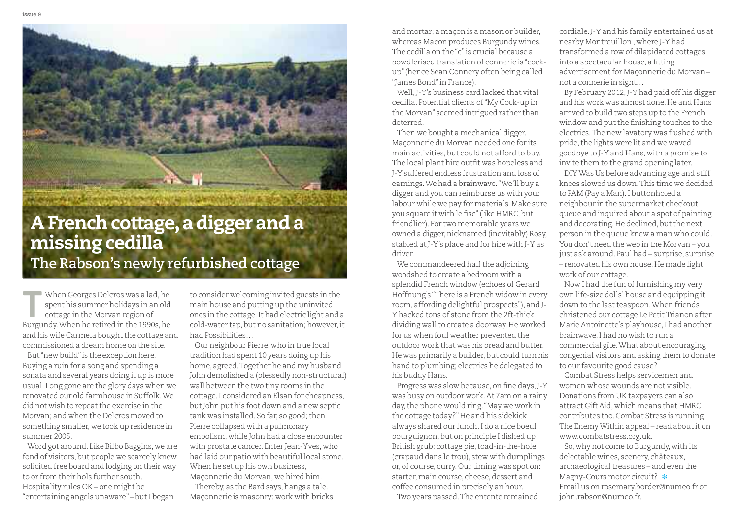# A French cottage, a digger and a missing cedilla

## The Rabson's newly refurbished cottage

When Georges Delcros was a lad, he spent his summer holidays in an old cottage in the Morvan region of Burgundy. When he retired in the 1990s, he and his wife Carmela bought the cottage and commissioned a dream home on the site.

But "new build" is the exception here. Buying a ruin for a song and spending a sonata and several years doing it up is more usual. Long gone are the glory days when we renovated our old farmhouse in Suffolk. We did not wish to repeat the exercise in the Morvan; and when the Delcros moved to something smaller, we took up residence in summer 2005.

Word got around. Like Bilbo Baggins, we are fond of visitors, but people we scarcely knew solicited free board and lodging on their way to or from their hols further south. Hospitality rules OK – one might be "entertaining angels unaware" – but I began to consider welcoming invited guests in the main house and putting up the uninvited ones in the cottage. It had electric light and a cold-water tap, but no sanitation; however, it had Possibilities…

Our neighbour Pierre, who in true local tradition had spent 10 years doing up his home, agreed. Together he and my husband John demolished a (blessedly non-structural) wall between the two tiny rooms in the cottage. I considered an Elsan for cheapness, but John put his foot down and a new septic tank was installed. So far, so good; then Pierre collapsed with a pulmonary embolism, while John had a close encounter with prostate cancer. Enter Jean-Yves, who had laid our patio with beautiful local stone. When he set up his own business, Maçonnerie du Morvan, we hired him.

Thereby, as the Bard says, hangs a tale. Maçonnerie is masonry: work with bricks and mortar; a maçon is a mason or builder, whereas Macon produces Burgundy wines. The cedilla on the "c" is crucial because a bowdlerised translation of connerie is "cock-up" (hence Sean Connery often being called "James Bond" in France).

Well, J-Y's business card lacked that vital cedilla. Potential clients of "My Cock-up in the Morvan" seemed intrigued rather than deterred.

Then we bought a mechanical digger. Maçonnerie du Morvan needed one for its main activities, but could not afford to buy. The local plant hire outfit was hopeless and J-Y suffered endless frustration and loss of earnings. We had a brainwave. "We'll buy a digger and you can reimburse us with your labour while we pay for materials. Make sure you square it with le fisc" (like HMRC, but friendlier). For two memorable years we owned a digger, nicknamed (inevitably) Rosy, stabled at J-Y's place and for hire with J-Y as driver.

We commandeered half the adjoining woodshed to create a bedroom with a splendid French window (echoes of Gerard Hoffnung's "There is a French widow in every room, affording delightful prospects"), and J-Y hacked tons of stone from the 2ft-thick dividing wall to create a doorway. He worked for us when foul weather prevented the outdoor work that was his bread and butter. He was primarily a builder, but could turn his hand to plumbing; electrics he delegated to his buddy Hans.

Progress was slow because, on fine days, J-Y was busy on outdoor work. At 7am on a rainy day, the phone would ring. "May we work in the cottage today?" He and his sidekick always shared our lunch. I do a nice boeuf bourguignon, but on principle I dished up British grub: cottage pie, toad-in-the-hole (crapaud dans le trou), stew with dumplings or, of course, curry. Our timing was spot on: starter, main course, cheese, dessert and coffee consumed in precisely an hour.

Two years passed. The entente remained cordiale. J-Y and his family entertained us at nearby Montreuillon , where J-Y had transformed a row of dilapidated cottages into a spectacular house, a fitting advertisement for Maçonnerie du Morvan – not a connerie in sight…

By February 2012, J-Y had paid off his digger and his work was almost done. He and Hans arrived to build two steps up to the French window and put the finishing touches to the electrics. The new lavatory was flushed with pride, the lights were lit and we waved goodbye to J-Y and Hans, with a promise to invite them to the grand opening later.

DIY Was Us before advancing age and stiff knees slowed us down. This time we decided to PAM (Pay a Man). I buttonholed a neighbour in the supermarket checkout queue and inquired about a spot of painting and decorating. He declined, but the next person in the queue knew a man who could. You don't need the web in the Morvan – you just ask around. Paul had – surprise, surprise – renovated his own house. He made light work of our cottage.

Now I had the fun of furnishing my very own life-size dolls' house and equipping it down to the last teaspoon. When friends christened our cottage Le Petit Trianon after Marie Antoinette's playhouse, I had another brainwave. I had no wish to run a commercial gîte. What about encouraging congenial visitors and asking them to donate to our favourite good cause?

Combat Stress helps servicemen and women whose wounds are not visible. Donations from UK taxpayers can also attract Gift Aid, which means that HMRC contributes too. Combat Stress is running The Enemy Within appeal – read about it on www.combatstress.org.uk.

So, why not come to Burgundy, with its delectable wines, scenery, châteaux, archaeological treasures – and even the Magny-Cours motor circuit?

Email us on rosemary.border@numeo.fr or john.rabson@numeo.fr.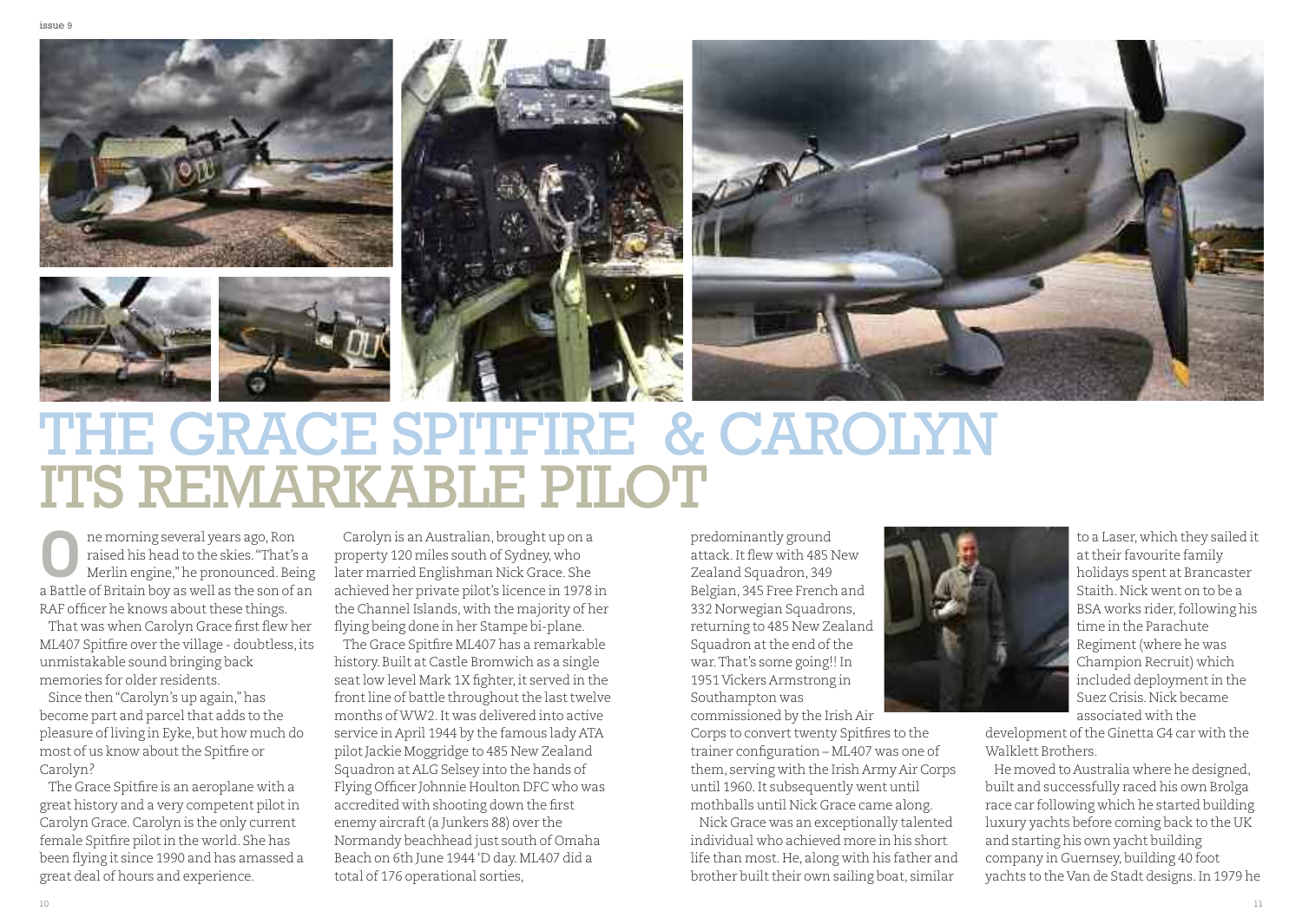# THE GRACE SPITFIRE & CAROLYN ITS REMARKABLE PILOT

One morning several years ago, Ron raised his head to the skies. "That's a Merlin engine," he pronounced. Being a Battle of Britain boy as well as the son of an RAF officer he knows about these things.

That was when Carolyn Grace first flew her ML407 Spitfire over the village - doubtless, its unmistakable sound bringing back memories for older residents.

Since then "Carolyn's up again," has become part and parcel that adds to the pleasure of living in Eyke, but how much do most of us know about the Spitfire or Carolyn?

The Grace Spitfire is an aeroplane with a great history and a very competent pilot in Carolyn Grace. Carolyn is the only current female Spitfire pilot in the world. She has been flying it since 1990 and has amassed a great deal of hours and experience.

Carolyn is an Australian, brought up on a property 120 miles south of Sydney, who later married Englishman Nick Grace. She achieved her private pilot's licence in 1978 in the Channel Islands, with the majority of her flying being done in her Stampe bi-plane.

The Grace Spitfire ML407 has a remarkable history. Built at Castle Bromwich as a single seat low level Mark 1X fighter, it served in the front line of battle throughout the last twelve months of WW2. It was delivered into active service in April 1944 by the famous lady ATA pilot Jackie Moggridge to 485 New Zealand Squadron at ALG Selsey into the hands of Flying Officer Johnnie Houlton DFC who was accredited with shooting down the first enemy aircraft (a Junkers 88) over the Normandy beachhead just south of Omaha Beach on 6th June 1944 'D day. ML407 did a total of 176 operational sorties, predominantly ground attack. It flew with 485 New Zealand Squadron, 349 Belgian, 345 Free French and 332 Norwegian Squadrons, returning to 485 New Zealand Squadron at the end of the war. That's some going!! In 1951 Vickers Armstrong in Southampton was commissioned by the Irish Air Corps to convert twenty Spitfires to the trainer configuration – ML407 was one of them, serving with the Irish Army Air Corps until 1960. It subsequently went until mothballs until Nick Grace came along.

Nick Grace was an exceptionally talented individual who achieved more in his short life than most. He, along with his father and brother built their own sailing boat, similar to a Laser, which they sailed it at their favourite family holidays spent at Brancaster Staith. Nick went on to be a BSA works rider, following his time in the Parachute Regiment (where he was Champion Recruit) which included deployment in the Suez Crisis. Nick became associated with the development of the Ginetta G4 car with the Walklett Brothers.

He moved to Australia where he designed, built and successfully raced his own Brolga race car following which he started building luxury yachts before coming back to the UK and starting his own yacht building company in Guernsey, building 40 foot yachts to the Van de Stadt designs. In 1979 he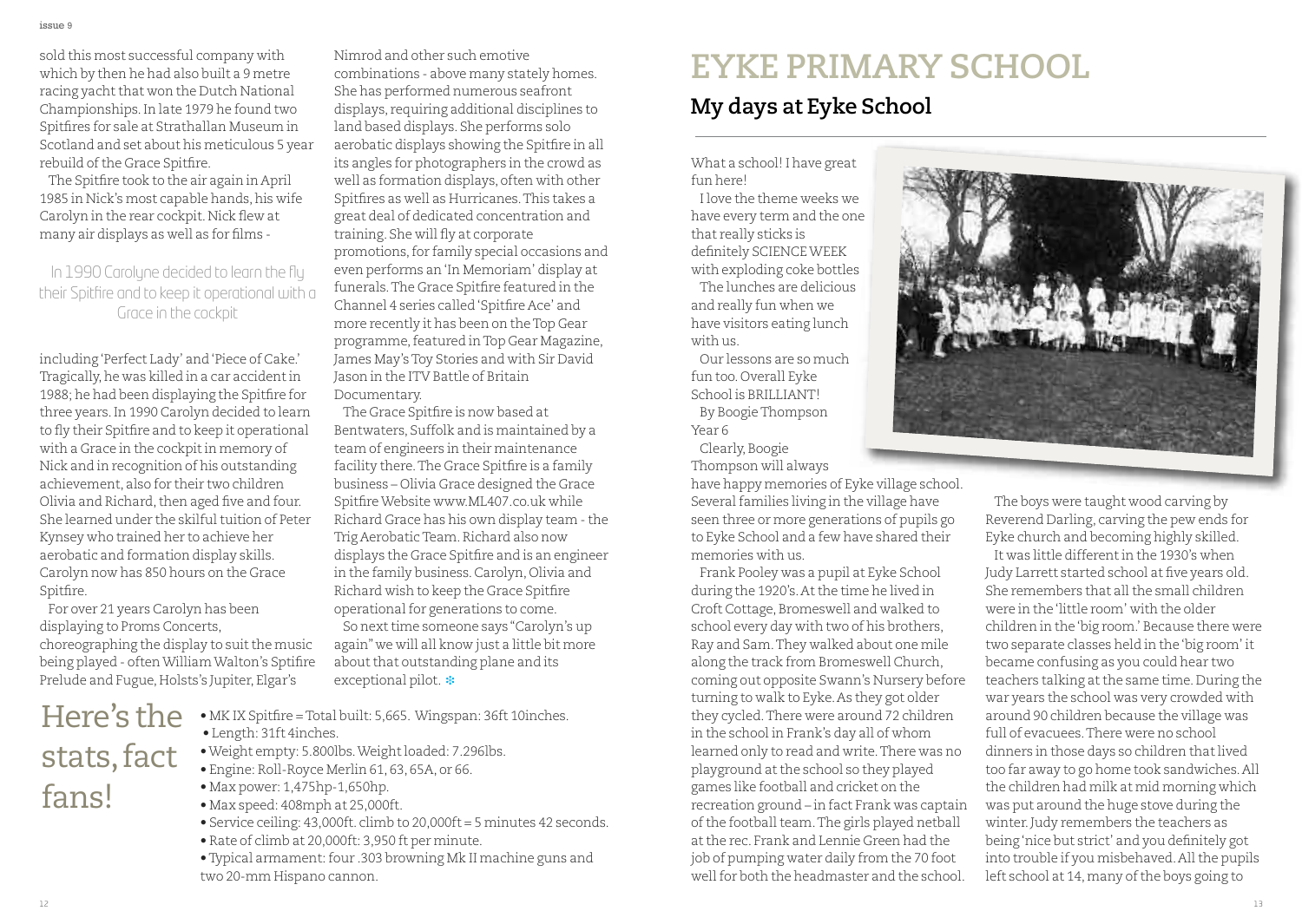sold this most successful company with which by then he had also built a 9 metre racing yacht that won the Dutch National Championships. In late 1979 he found two Spitfires for sale at Strathallan Museum in Scotland and set about his meticulous 5 year rebuild of the Grace Spitfire.

The Spitfire took to the air again in April 1985 in Nick's most capable hands, his wife Carolyn in the rear cockpit. Nick flew at many air displays as well as for films -

> In 1990 Carolyne decided to learn the fly their Spitfire and to keep it operational with a Grace in the cockpit

including 'Perfect Lady' and 'Piece of Cake.' Tragically, he was killed in a car accident in 1988; he had been displaying the Spitfire for three years. In 1990 Carolyn decided to learn to fly their Spitfire and to keep it operational with a Grace in the cockpit in memory of Nick and in recognition of his outstanding achievement, also for their two children Olivia and Richard, then aged five and four. She learned under the skilful tuition of Peter Kynsey who trained her to achieve her aerobatic and formation display skills. Carolyn now has 850 hours on the Grace Spitfire.

For over 21 years Carolyn has been displaying to Proms Concerts, choreographing the display to suit the music being played - often William Walton's Spitfire Prelude and Fugue, Holsts's Jupiter, Elgar's Nimrod and other such emotive combinations - above many stately homes. She has performed numerous seafront displays, requiring additional disciplines to land based displays. She performs solo aerobatic displays showing the Spitfire in all its angles for photographers in the crowd as well as formation displays, often with other Spitfires as well as Hurricanes. This takes a great deal of dedicated concentration and training. She will fly at corporate promotions, for family special occasions and even performs an 'In Memoriam' display at funerals. The Grace Spitfire featured in the Channel 4 series called 'Spitfire Ace' and more recently it has been on the Top Gear programme, featured in Top Gear Magazine, James May's Toy Stories and with Sir David Jason in the ITV Battle of Britain Documentary.

The Grace Spitfire is now based at Bentwaters, Suffolk and is maintained by a team of engineers in their maintenance facility there. The Grace Spitfire is a family business – Olivia Grace designed the Grace Spitfire Website www.ML407.co.uk while Richard Grace has his own display team - the Trig Aerobatic Team. Richard also now displays the Grace Spitfire and is an engineer in the family business. Carolyn, Olivia and Richard wish to keep the Grace Spitfire operational for generations to come.

So next time someone says "Carolyn's up again" we will all know just a little bit more about that outstanding plane and its exceptional pilot.

## Here's the stats, fact fans!

- MK IX Spitfire = Total built: 5,665. Wingspan: 36ft 10inches.
- Length: 31ft 4inches.
- Weight empty: 5.800lbs. Weight loaded: 7.296lbs.
- Engine: Roll-Royce Merlin 61, 63, 65A, or 66.
- Max power: 1,475hp-1,650hp.
- Max speed: 408mph at 25,000ft.
- Service ceiling: 43,000ft. climb to 20,000ft = 5 minutes 42 seconds.
- Rate of climb at 20,000ft: 3,950 ft per minute.
- Typical armament: four .303 browning Mk II machine guns and two 20-mm Hispano cannon.

# EYKE PRIMARY SCHOOL

## My days at Eyke School

What a school! I have great fun here!

I love the theme weeks we have every term and the one that really sticks is definitely SCIENCE WEEK with exploding coke bottles

The lunches are delicious and really fun when we have visitors eating lunch with us.

Our lessons are so much fun too. Overall Eyke School is BRILLIANT!

By Boogie Thompson Year 6

Clearly, Boogie Thompson will always have happy memories of Eyke village school. Several families living in the village have seen three or more generations of pupils go to Eyke School and a few have shared their memories with us.

Frank Pooley was a pupil at Eyke School during the 1920's. At the time he lived in Croft Cottage, Bromeswell and walked to school every day with two of his brothers, Ray and Sam. They walked about one mile along the track from Bromeswell Church, coming out opposite Swann's Nursery before turning to walk to Eyke. As they got older they cycled. There were around 72 children in the school in Frank's day all of whom learned only to read and write. There was no playground at the school so they played games like football and cricket on the recreation ground – in fact Frank was captain of the football team. The girls played netball at the rec. Frank and Lennie Green had the job of pumping water daily from the 70 foot well for both the headmaster and the school.

The boys were taught wood carving by Reverend Darling, carving the pew ends for Eyke church and becoming highly skilled.

It was little different in the 1930's when Judy Larrett started school at five years old. She remembers that all the small children were in the 'little room' with the older children in the 'big room.' Because there were two separate classes held in the 'big room' it became confusing as you could hear two teachers talking at the same time. During the war years the school was very crowded with around 90 children because the village was full of evacuees. There were no school dinners in those days so children that lived too far away to go home took sandwiches. All the children had milk at mid morning which was put around the huge stove during the winter. Judy remembers the teachers as being 'nice but strict' and you definitely got into trouble if you misbehaved. All the pupils left school at 14, many of the boys going to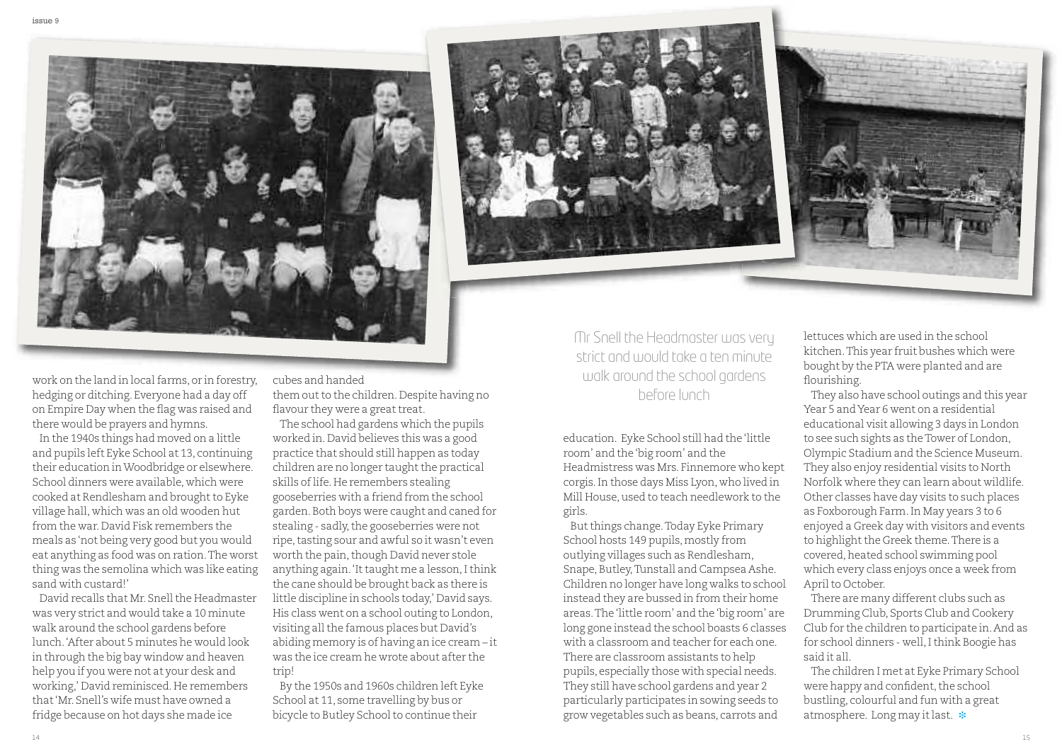work on the land in local farms, or in forestry, hedging or ditching. Everyone had a day off on Empire Day when the flag was raised and there would be prayers and hymns.

In the 1940s things had moved on a little and pupils left Eyke School at 13, continuing their education in Woodbridge or elsewhere. School dinners were available, which were cooked at Rendlesham and brought to Eyke village hall, which was an old wooden hut from the war. David Fisk remembers the meals as 'not being very good but you would eat anything as food was on ration. The worst thing was the semolina which was like eating sand with custard!'

David recalls that Mr. Snell the Headmaster was very strict and would take a 10 minute walk around the school gardens before lunch. 'After about 5 minutes he would look in through the big bay window and heaven help you if you were not at your desk and working,' David reminisced. He remembers that 'Mr. Snell's wife must have owned a fridge because on hot days she made ice cubes and handed them out to the children. Despite having no flavour they were a great treat.

The school had gardens which the pupils worked in. David believes this was a good practice that should still happen as today children are no longer taught the practical skills of life. He remembers stealing gooseberries with a friend from the school garden. Both boys were caught and caned for stealing - sadly, the gooseberries were not ripe, tasting sour and awful so it wasn't even worth the pain, though David never stole anything again. 'It taught me a lesson, I think the cane should be brought back as there is little discipline in schools today,' David says. His class went on a school outing to London, visiting all the famous places but David's abiding memory is of having an ice cream – it was the ice cream he wrote about after the trip!

By the 1950s and 1960s children left Eyke School at 11, some travelling by bus or bicycle to Butley School to continue their education. Eyke School still had the 'little room' and the 'big room' and the Headmistress was Mrs. Finnemore who kept corgis. In those days Miss Lyon, who lived in Mill House, used to teach needlework to the girls.

> Mr Snell the Headmaster was very strict and would take a ten minute walk around the school gardens before lunch

But things change. Today Eyke Primary School hosts 149 pupils, mostly from outlying villages such as Rendlesham, Snape, Butley, Tunstall and Campsea Ashe. Children no longer have long walks to school instead they are bussed in from their home areas. The 'little room' and the 'big room' are long gone instead the school boasts 6 classes with a classroom and teacher for each one. There are classroom assistants to help pupils, especially those with special needs. They still have school gardens and year 2 particularly participates in sowing seeds to grow vegetables such as beans, carrots and lettuces which are used in the school kitchen. This year fruit bushes which were bought by the PTA were planted and are flourishing.

They also have school outings and this year Year 5 and Year 6 went on a residential educational visit allowing 3 days in London to see such sights as the Tower of London, Olympic Stadium and the Science Museum. They also enjoy residential visits to North Norfolk where they can learn about wildlife. Other classes have day visits to such places as Foxborough Farm. In May years 3 to 6 enjoyed a Greek day with visitors and events to highlight the Greek theme. There is a covered, heated school swimming pool which every class enjoys once a week from April to October.

There are many different clubs such as Drumming Club, Sports Club and Cookery Club for the children to participate in. And as for school dinners - well, I think Boogie has said it all.

The children I met at Eyke Primary School were happy and confident, the school bustling, colourful and fun with a great atmosphere. Long may it last.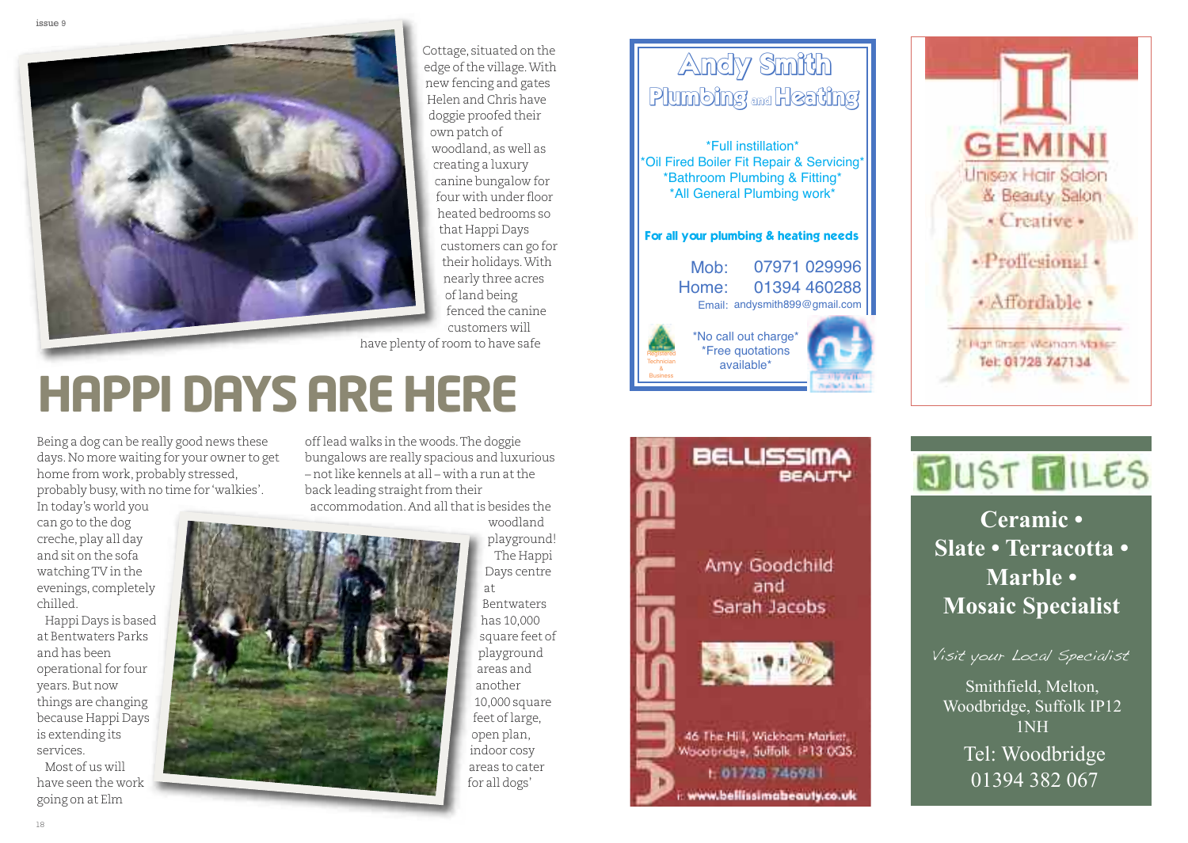Cottage, situated on the edge of the village. With new fencing and gates Helen and Chris have doggie proofed their own patch of woodland, as well as creating a luxury canine bungalow for four with under floor heated bedrooms so that Happi Days customers can go for their holidays. With nearly three acres of land being fenced the canine customers will have plenty of room to have safe

# HAPPI DAYS ARE HERE

Being a dog can be really good news these days. No more waiting for your owner to get home from work, probably stressed, probably busy, with no time for 'walkies'. In today's world you can go to the dog creche, play all day and sit on the sofa watching TV in the evenings, completely chilled.

Happi Days is based at Bentwaters Parks and has been operational for four years. But now things are changing because Happi Days is extending its services.

Most of us will have seen the work going on at Elm

off lead walks in the woods. The doggie bungalows are really spacious and luxurious – not like kennels at all – with a run at the back leading straight from their accommodation. And all that is besides the woodland playground! The Happi Days centre at Bentwaters has 10,000 square feet of playground areas and another 10,000 square feet of large, open plan, indoor cosy areas to cater for all dogs'

## Andy Smith Plumbing and Heating

*Full instillation*
*Oil Fired Boiler Fit Repair & Servicing*
*Bathroom Plumbing & Fitting*
*All General Plumbing work*

**For all your plumbing & heating needs**

Mob: 07971 029996
Home: 01394 460288
Email: andysmith899@gmail.com

*No call out charge*
*Free quotations available*

## GEMINI

Unisex Hair Salon & Beauty Salon

• Creative •
• Proffesional •
• Affordable •

High Street, Wickham Market
Tel: 01728 747134

## BELLISSIMA BEAUTY

Amy Goodchild and Sarah Jacobs

46 The Hill, Wickham Market, Woodbridge, Suffolk IP13 0QS
t: 01728 746981
i: www.bellissimabeauty.co.uk

## JUST TILES

**Ceramic • Slate • Terracotta • Marble • Mosaic Specialist**

*Visit your Local Specialist*

Smithfield, Melton, Woodbridge, Suffolk IP12 1NH
Tel: Woodbridge 01394 382 067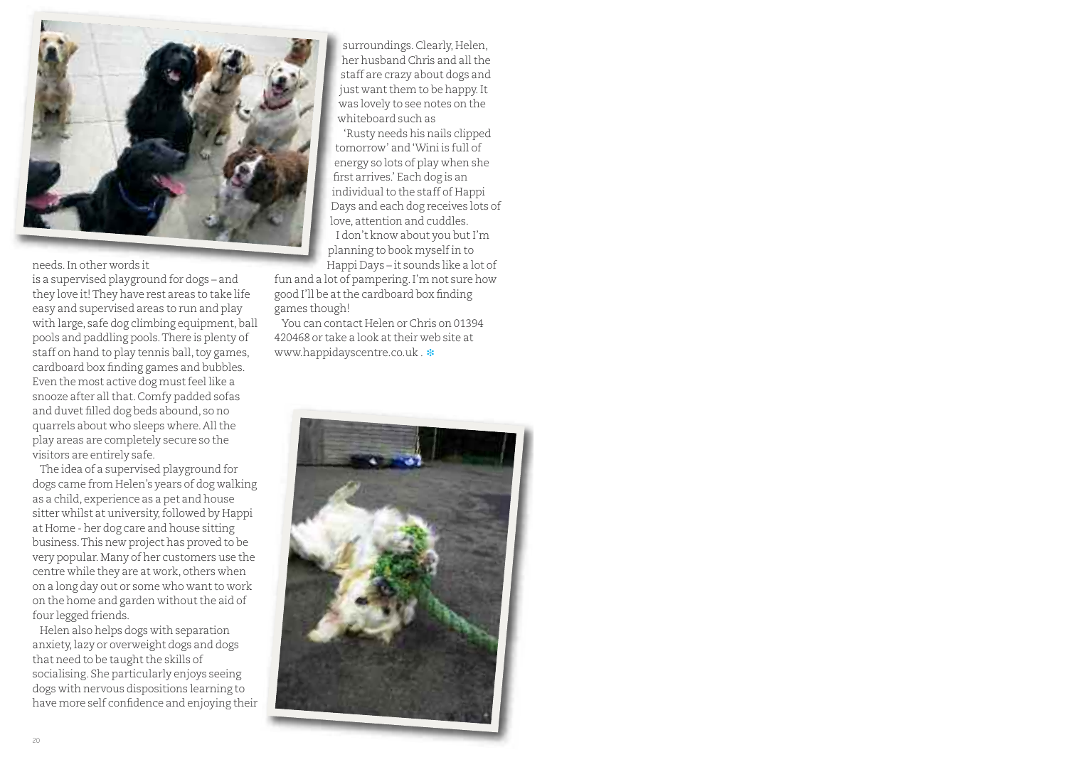needs. In other words it is a supervised playground for dogs – and they love it! They have rest areas to take life easy and supervised areas to run and play with large, safe dog climbing equipment, ball pools and paddling pools. There is plenty of staff on hand to play tennis ball, toy games, cardboard box finding games and bubbles. Even the most active dog must feel like a snooze after all that. Comfy padded sofas and duvet filled dog beds abound, so no quarrels about who sleeps where. All the play areas are completely secure so the visitors are entirely safe.

The idea of a supervised playground for dogs came from Helen's years of dog walking as a child, experience as a pet and house sitter whilst at university, followed by Happi at Home - her dog care and house sitting business. This new project has proved to be very popular. Many of her customers use the centre while they are at work, others when on a long day out or some who want to work on the home and garden without the aid of four legged friends.

Helen also helps dogs with separation anxiety, lazy or overweight dogs and dogs that need to be taught the skills of socialising. She particularly enjoys seeing dogs with nervous dispositions learning to have more self confidence and enjoying their surroundings. Clearly, Helen, her husband Chris and all the staff are crazy about dogs and just want them to be happy. It was lovely to see notes on the whiteboard such as 'Rusty needs his nails clipped tomorrow' and 'Wini is full of energy so lots of play when she first arrives.' Each dog is an individual to the staff of Happi Days and each dog receives lots of love, attention and cuddles.

I don't know about you but I'm planning to book myself in to Happi Days – it sounds like a lot of fun and a lot of pampering. I'm not sure how good I'll be at the cardboard box finding games though!

You can contact Helen or Chris on 01394 420468 or take a look at their web site at www.happidayscentre.co.uk .